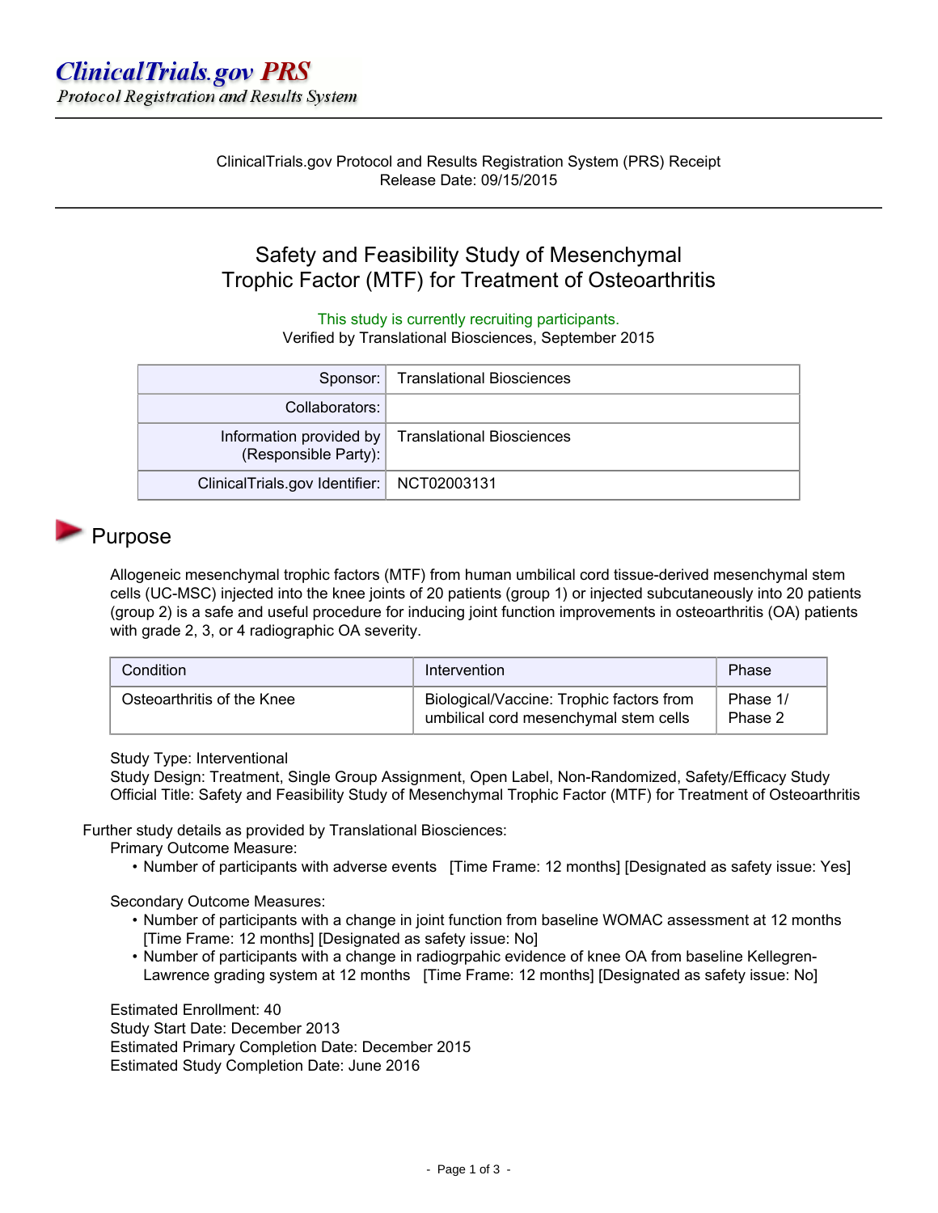ClinicalTrials.gov PRS
*Protocol Registration and Results System*

---

ClinicalTrials.gov Protocol and Results Registration System (PRS) Receipt
Release Date: 09/15/2015

---

# Safety and Feasibility Study of Mesenchymal Trophic Factor (MTF) for Treatment of Osteoarthritis

This study is currently recruiting participants.
Verified by Translational Biosciences, September 2015

| | |
|---|---|
| Sponsor: | Translational Biosciences |
| Collaborators: | |
| Information provided by (Responsible Party): | Translational Biosciences |
| ClinicalTrials.gov Identifier: | NCT02003131 |

## Purpose

Allogeneic mesenchymal trophic factors (MTF) from human umbilical cord tissue-derived mesenchymal stem cells (UC-MSC) injected into the knee joints of 20 patients (group 1) or injected subcutaneously into 20 patients (group 2) is a safe and useful procedure for inducing joint function improvements in osteoarthritis (OA) patients with grade 2, 3, or 4 radiographic OA severity.

| Condition | Intervention | Phase |
|---|---|---|
| Osteoarthritis of the Knee | Biological/Vaccine: Trophic factors from umbilical cord mesenchymal stem cells | Phase 1/ Phase 2 |

Study Type: Interventional
Study Design: Treatment, Single Group Assignment, Open Label, Non-Randomized, Safety/Efficacy Study
Official Title: Safety and Feasibility Study of Mesenchymal Trophic Factor (MTF) for Treatment of Osteoarthritis

Further study details as provided by Translational Biosciences:

Primary Outcome Measure:

- Number of participants with adverse events [Time Frame: 12 months] [Designated as safety issue: Yes]

Secondary Outcome Measures:

- Number of participants with a change in joint function from baseline WOMAC assessment at 12 months [Time Frame: 12 months] [Designated as safety issue: No]
- Number of participants with a change in radiogrpahic evidence of knee OA from baseline Kellegren-Lawrence grading system at 12 months [Time Frame: 12 months] [Designated as safety issue: No]

Estimated Enrollment: 40
Study Start Date: December 2013
Estimated Primary Completion Date: December 2015
Estimated Study Completion Date: June 2016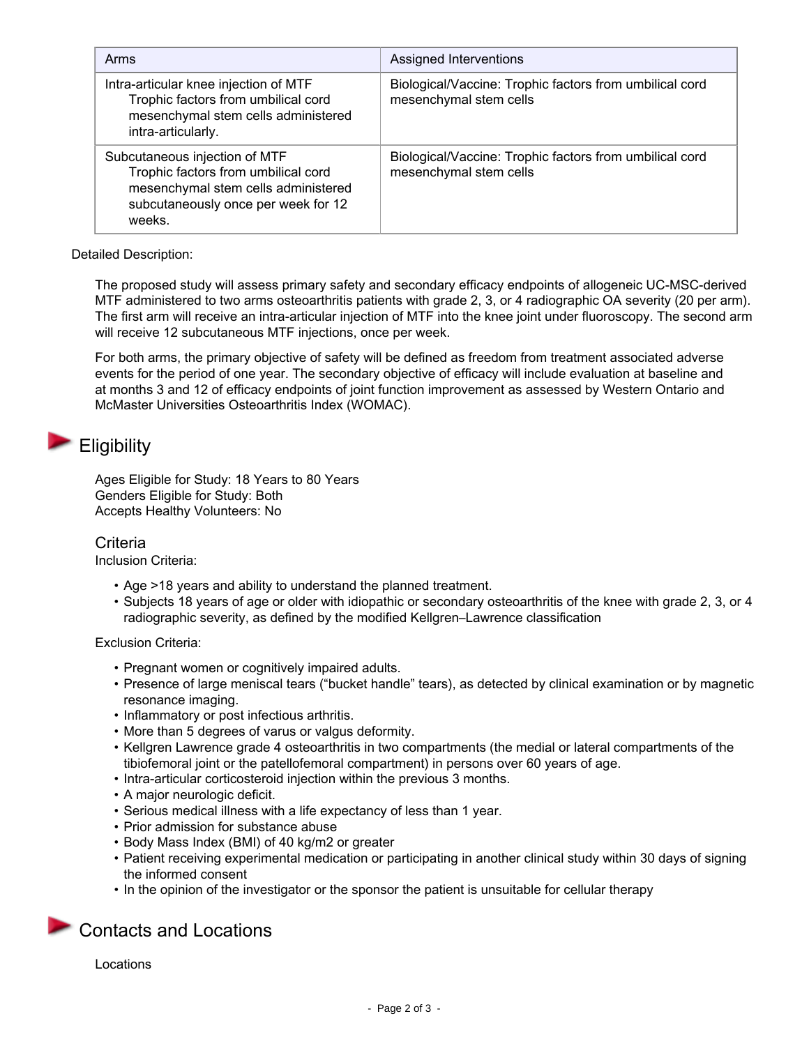| Arms | Assigned Interventions |
| --- | --- |
| Intra-articular knee injection of MTF<br>Trophic factors from umbilical cord mesenchymal stem cells administered intra-articularly. | Biological/Vaccine: Trophic factors from umbilical cord mesenchymal stem cells |
| Subcutaneous injection of MTF<br>Trophic factors from umbilical cord mesenchymal stem cells administered subcutaneously once per week for 12 weeks. | Biological/Vaccine: Trophic factors from umbilical cord mesenchymal stem cells |

Detailed Description:

The proposed study will assess primary safety and secondary efficacy endpoints of allogeneic UC-MSC-derived MTF administered to two arms osteoarthritis patients with grade 2, 3, or 4 radiographic OA severity (20 per arm). The first arm will receive an intra-articular injection of MTF into the knee joint under fluoroscopy. The second arm will receive 12 subcutaneous MTF injections, once per week.

For both arms, the primary objective of safety will be defined as freedom from treatment associated adverse events for the period of one year. The secondary objective of efficacy will include evaluation at baseline and at months 3 and 12 of efficacy endpoints of joint function improvement as assessed by Western Ontario and McMaster Universities Osteoarthritis Index (WOMAC).

## Eligibility

Ages Eligible for Study: 18 Years to 80 Years
Genders Eligible for Study: Both
Accepts Healthy Volunteers: No

### Criteria

Inclusion Criteria:

- Age >18 years and ability to understand the planned treatment.
- Subjects 18 years of age or older with idiopathic or secondary osteoarthritis of the knee with grade 2, 3, or 4 radiographic severity, as defined by the modified Kellgren–Lawrence classification

Exclusion Criteria:

- Pregnant women or cognitively impaired adults.
- Presence of large meniscal tears ("bucket handle" tears), as detected by clinical examination or by magnetic resonance imaging.
- Inflammatory or post infectious arthritis.
- More than 5 degrees of varus or valgus deformity.
- Kellgren Lawrence grade 4 osteoarthritis in two compartments (the medial or lateral compartments of the tibiofemoral joint or the patellofemoral compartment) in persons over 60 years of age.
- Intra-articular corticosteroid injection within the previous 3 months.
- A major neurologic deficit.
- Serious medical illness with a life expectancy of less than 1 year.
- Prior admission for substance abuse
- Body Mass Index (BMI) of 40 kg/m2 or greater
- Patient receiving experimental medication or participating in another clinical study within 30 days of signing the informed consent
- In the opinion of the investigator or the sponsor the patient is unsuitable for cellular therapy

## Contacts and Locations

Locations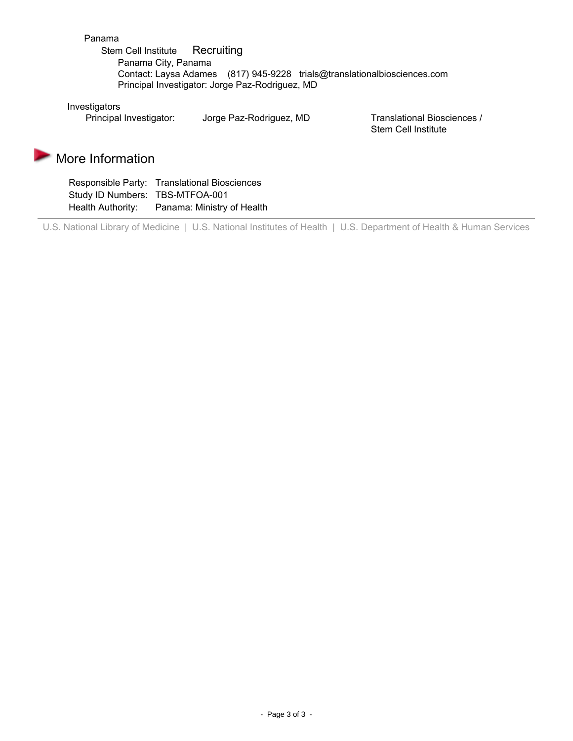Panama

Stem Cell Institute **Recruiting**

Panama City, Panama

Contact: Laysa Adames (817) 945-9228 trials@translationalbiosciences.com

Principal Investigator: Jorge Paz-Rodriguez, MD

Investigators

| | | |
|---|---|---|
| Principal Investigator: | Jorge Paz-Rodriguez, MD | Translational Biosciences / Stem Cell Institute |

## More Information

| | |
|---|---|
| Responsible Party: | Translational Biosciences |
| Study ID Numbers: | TBS-MTFOA-001 |
| Health Authority: | Panama: Ministry of Health |

U.S. National Library of Medicine | U.S. National Institutes of Health | U.S. Department of Health & Human Services